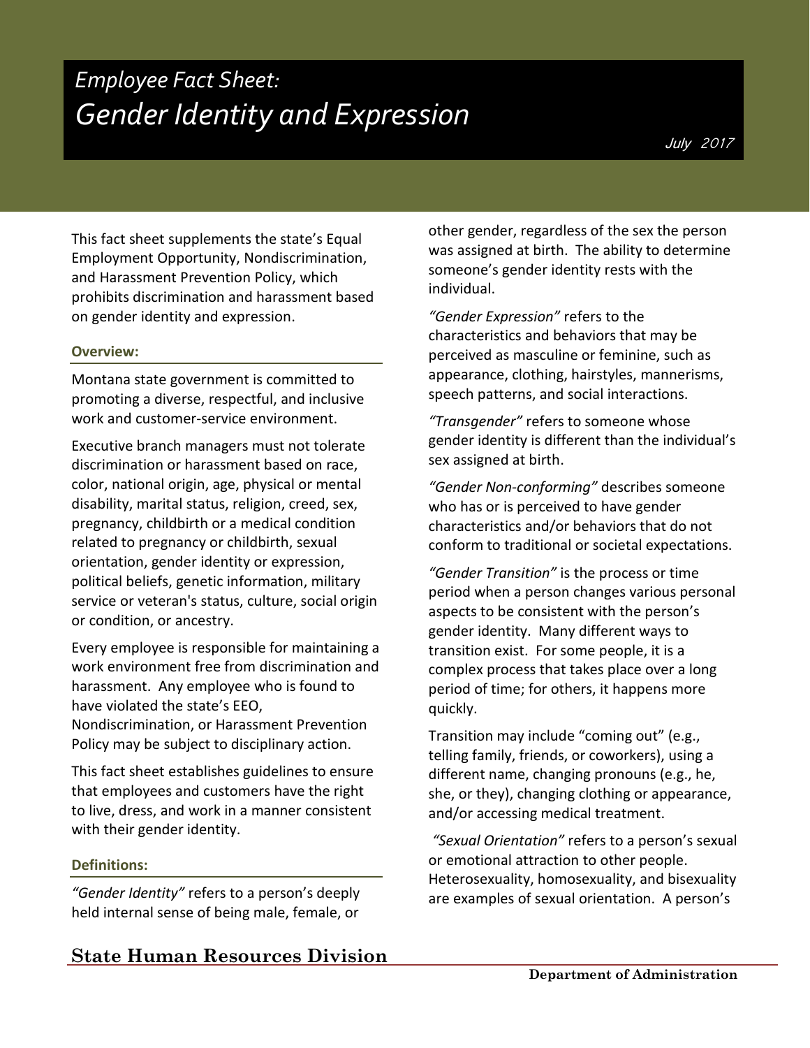# *Employee Fact Sheet: Gender Identity and Expression*

July 2017

This fact sheet supplements the state's Equal Employment Opportunity, Nondiscrimination, and Harassment Prevention Policy, which prohibits discrimination and harassment based on gender identity and expression.

## Overview:

Montana state government is committed to promoting a diverse, respectful, and inclusive work and customer-service environment.

Executive branch managers must not tolerate discrimination or harassment based on race, color, national origin, age, physical or mental disability, marital status, religion, creed, sex, pregnancy, childbirth or a medical condition related to pregnancy or childbirth, sexual orientation, gender identity or expression, political beliefs, genetic information, military service or veteran's status, culture, social origin or condition, or ancestry.

Every employee is responsible for maintaining a work environment free from discrimination and harassment. Any employee who is found to have violated the state's EEO, Nondiscrimination, or Harassment Prevention Policy may be subject to disciplinary action.

This fact sheet establishes guidelines to ensure that employees and customers have the right to live, dress, and work in a manner consistent with their gender identity.

## Definitions:

*"Gender Identity"* refers to a person's deeply held internal sense of being male, female, or other gender, regardless of the sex the person was assigned at birth. The ability to determine someone's gender identity rests with the individual.

*"Gender Expression"* refers to the characteristics and behaviors that may be perceived as masculine or feminine, such as appearance, clothing, hairstyles, mannerisms, speech patterns, and social interactions.

*"Transgender"* refers to someone whose gender identity is different than the individual's sex assigned at birth.

*"Gender Non-conforming"* describes someone who has or is perceived to have gender characteristics and/or behaviors that do not conform to traditional or societal expectations.

*"Gender Transition"* is the process or time period when a person changes various personal aspects to be consistent with the person's gender identity. Many different ways to transition exist. For some people, it is a complex process that takes place over a long period of time; for others, it happens more quickly.

Transition may include "coming out" (e.g., telling family, friends, or coworkers), using a different name, changing pronouns (e.g., he, she, or they), changing clothing or appearance, and/or accessing medical treatment.

*"Sexual Orientation"* refers to a person's sexual or emotional attraction to other people. Heterosexuality, homosexuality, and bisexuality are examples of sexual orientation. A person's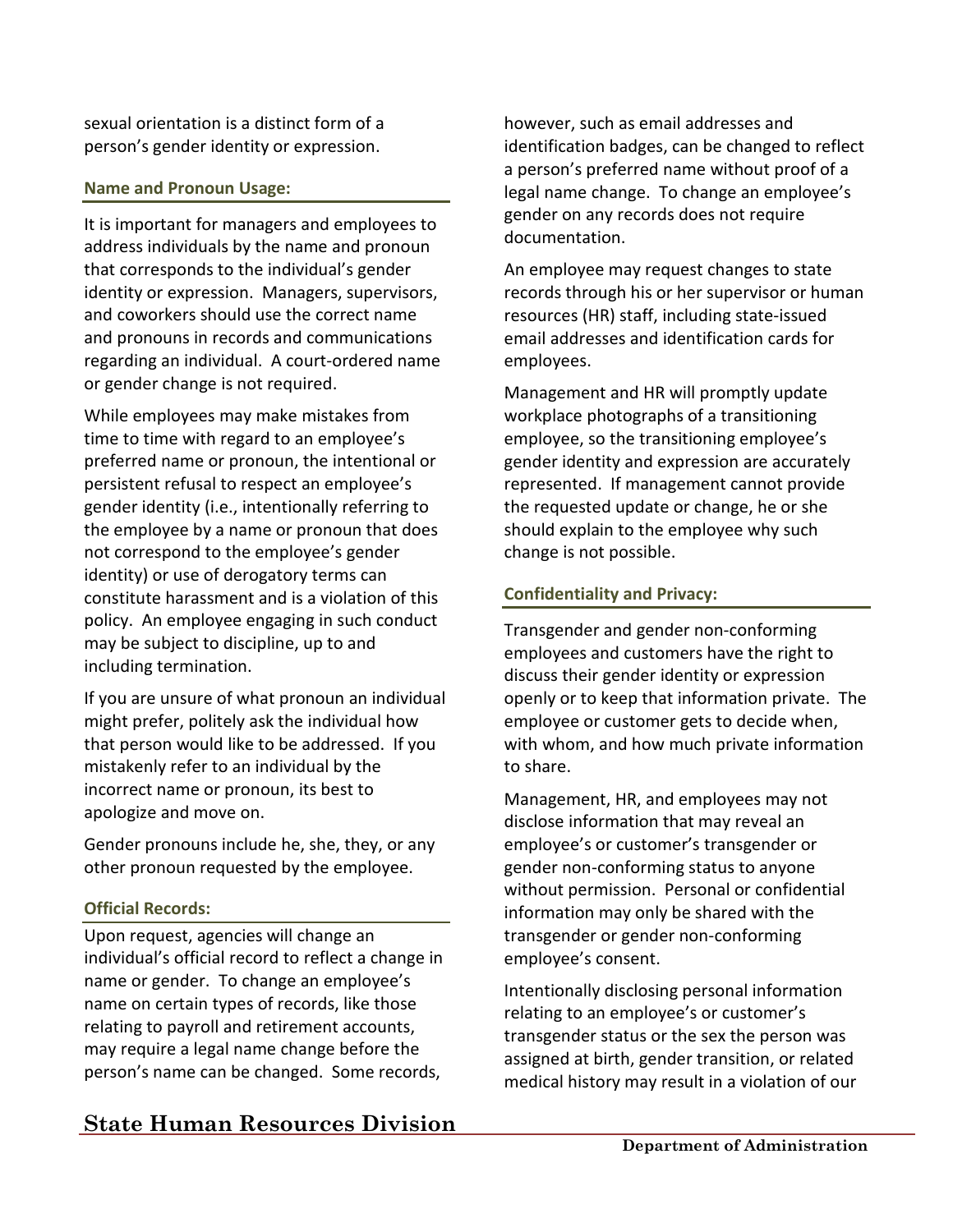sexual orientation is a distinct form of a person's gender identity or expression.

### Name and Pronoun Usage:

It is important for managers and employees to address individuals by the name and pronoun that corresponds to the individual's gender identity or expression. Managers, supervisors, and coworkers should use the correct name and pronouns in records and communications regarding an individual. A court-ordered name or gender change is not required.

While employees may make mistakes from time to time with regard to an employee's preferred name or pronoun, the intentional or persistent refusal to respect an employee's gender identity (i.e., intentionally referring to the employee by a name or pronoun that does not correspond to the employee's gender identity) or use of derogatory terms can constitute harassment and is a violation of this policy. An employee engaging in such conduct may be subject to discipline, up to and including termination.

If you are unsure of what pronoun an individual might prefer, politely ask the individual how that person would like to be addressed. If you mistakenly refer to an individual by the incorrect name or pronoun, its best to apologize and move on.

Gender pronouns include he, she, they, or any other pronoun requested by the employee.

### Official Records:

Upon request, agencies will change an individual's official record to reflect a change in name or gender. To change an employee's name on certain types of records, like those relating to payroll and retirement accounts, may require a legal name change before the person's name can be changed. Some records, however, such as email addresses and identification badges, can be changed to reflect a person's preferred name without proof of a legal name change. To change an employee's gender on any records does not require documentation.

An employee may request changes to state records through his or her supervisor or human resources (HR) staff, including state-issued email addresses and identification cards for employees.

Management and HR will promptly update workplace photographs of a transitioning employee, so the transitioning employee's gender identity and expression are accurately represented. If management cannot provide the requested update or change, he or she should explain to the employee why such change is not possible.

### Confidentiality and Privacy:

Transgender and gender non-conforming employees and customers have the right to discuss their gender identity or expression openly or to keep that information private. The employee or customer gets to decide when, with whom, and how much private information to share.

Management, HR, and employees may not disclose information that may reveal an employee's or customer's transgender or gender non-conforming status to anyone without permission. Personal or confidential information may only be shared with the transgender or gender non-conforming employee's consent.

Intentionally disclosing personal information relating to an employee's or customer's transgender status or the sex the person was assigned at birth, gender transition, or related medical history may result in a violation of our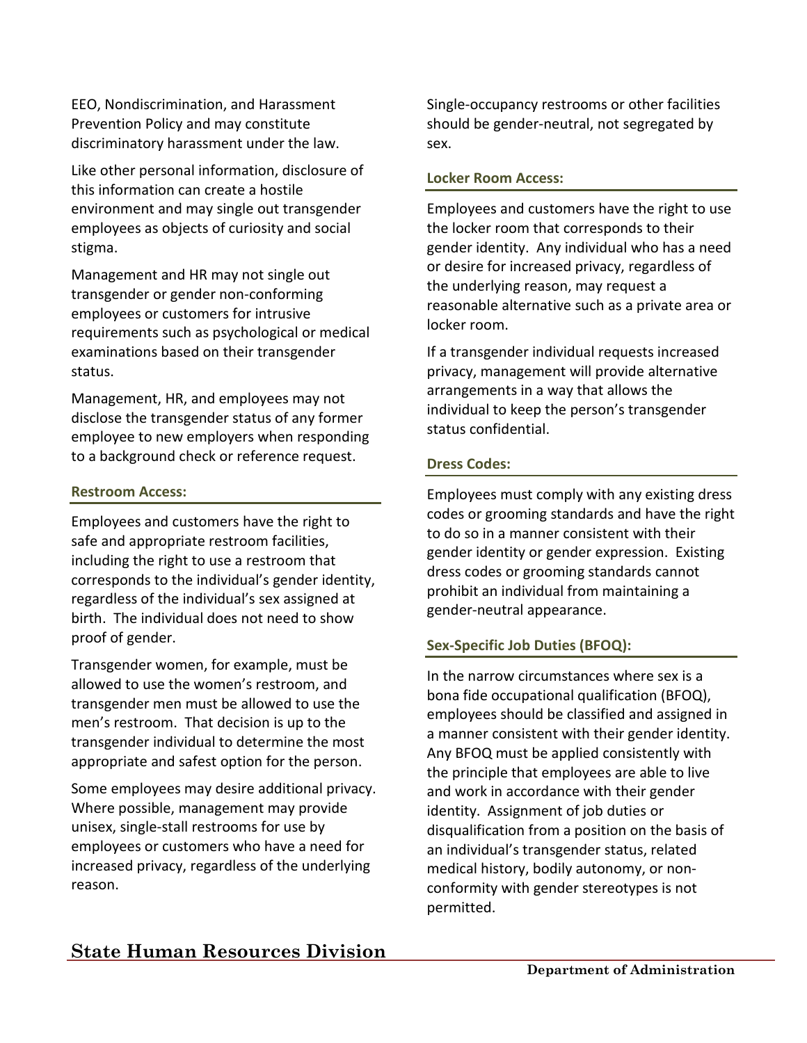EEO, Nondiscrimination, and Harassment Prevention Policy and may constitute discriminatory harassment under the law.

Like other personal information, disclosure of this information can create a hostile environment and may single out transgender employees as objects of curiosity and social stigma.

Management and HR may not single out transgender or gender non-conforming employees or customers for intrusive requirements such as psychological or medical examinations based on their transgender status.

Management, HR, and employees may not disclose the transgender status of any former employee to new employers when responding to a background check or reference request.

### Restroom Access:

Employees and customers have the right to safe and appropriate restroom facilities, including the right to use a restroom that corresponds to the individual's gender identity, regardless of the individual's sex assigned at birth. The individual does not need to show proof of gender.

Transgender women, for example, must be allowed to use the women's restroom, and transgender men must be allowed to use the men's restroom. That decision is up to the transgender individual to determine the most appropriate and safest option for the person.

Some employees may desire additional privacy. Where possible, management may provide unisex, single-stall restrooms for use by employees or customers who have a need for increased privacy, regardless of the underlying reason.

Single-occupancy restrooms or other facilities should be gender-neutral, not segregated by sex.

### Locker Room Access:

Employees and customers have the right to use the locker room that corresponds to their gender identity. Any individual who has a need or desire for increased privacy, regardless of the underlying reason, may request a reasonable alternative such as a private area or locker room.

If a transgender individual requests increased privacy, management will provide alternative arrangements in a way that allows the individual to keep the person's transgender status confidential.

### Dress Codes:

Employees must comply with any existing dress codes or grooming standards and have the right to do so in a manner consistent with their gender identity or gender expression. Existing dress codes or grooming standards cannot prohibit an individual from maintaining a gender-neutral appearance.

### Sex-Specific Job Duties (BFOQ):

In the narrow circumstances where sex is a bona fide occupational qualification (BFOQ), employees should be classified and assigned in a manner consistent with their gender identity. Any BFOQ must be applied consistently with the principle that employees are able to live and work in accordance with their gender identity. Assignment of job duties or disqualification from a position on the basis of an individual's transgender status, related medical history, bodily autonomy, or non-conformity with gender stereotypes is not permitted.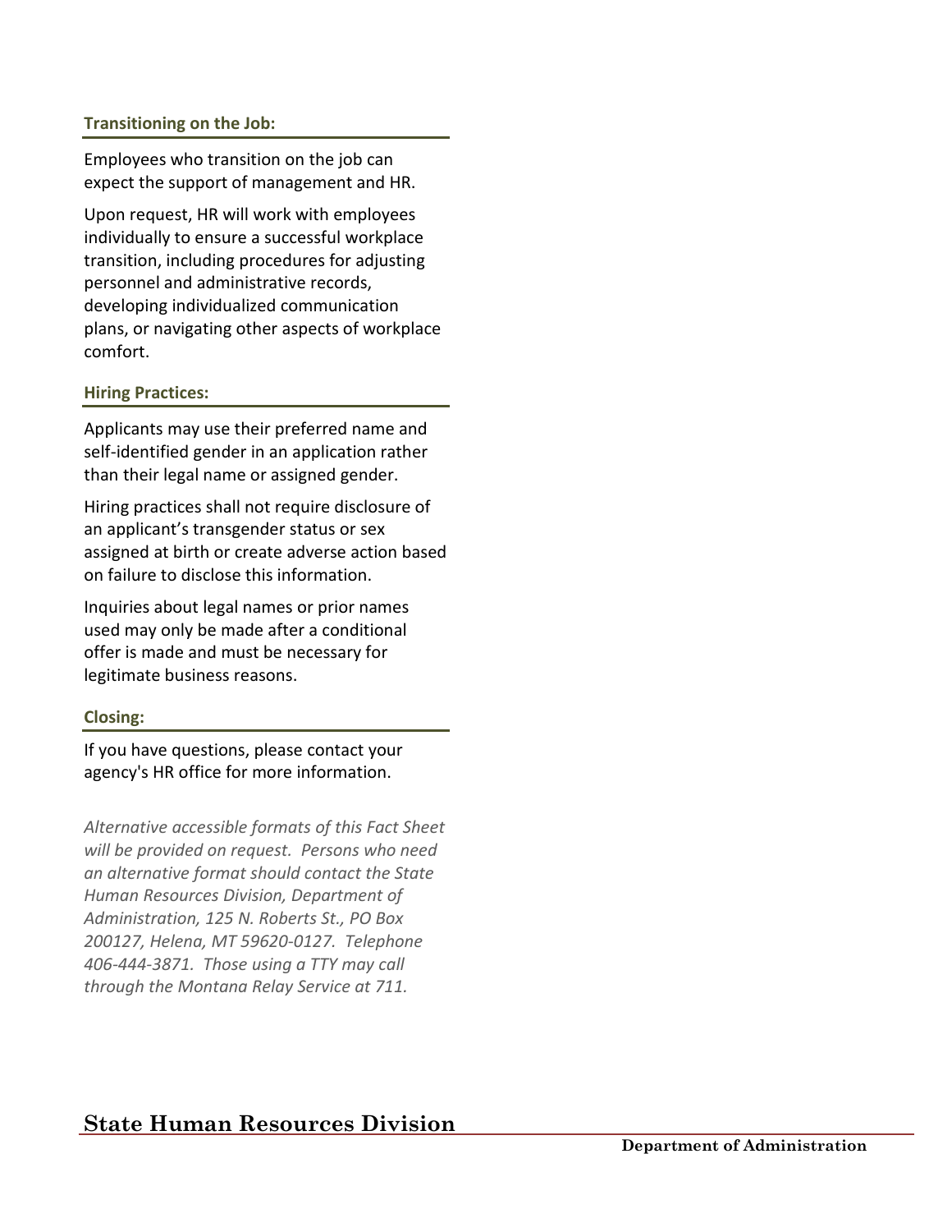### Transitioning on the Job:

Employees who transition on the job can expect the support of management and HR.

Upon request, HR will work with employees individually to ensure a successful workplace transition, including procedures for adjusting personnel and administrative records, developing individualized communication plans, or navigating other aspects of workplace comfort.

### Hiring Practices:

Applicants may use their preferred name and self-identified gender in an application rather than their legal name or assigned gender.

Hiring practices shall not require disclosure of an applicant's transgender status or sex assigned at birth or create adverse action based on failure to disclose this information.

Inquiries about legal names or prior names used may only be made after a conditional offer is made and must be necessary for legitimate business reasons.

### Closing:

If you have questions, please contact your agency's HR office for more information.

*Alternative accessible formats of this Fact Sheet will be provided on request. Persons who need an alternative format should contact the State Human Resources Division, Department of Administration, 125 N. Roberts St., PO Box 200127, Helena, MT 59620-0127. Telephone 406-444-3871. Those using a TTY may call through the Montana Relay Service at 711.*